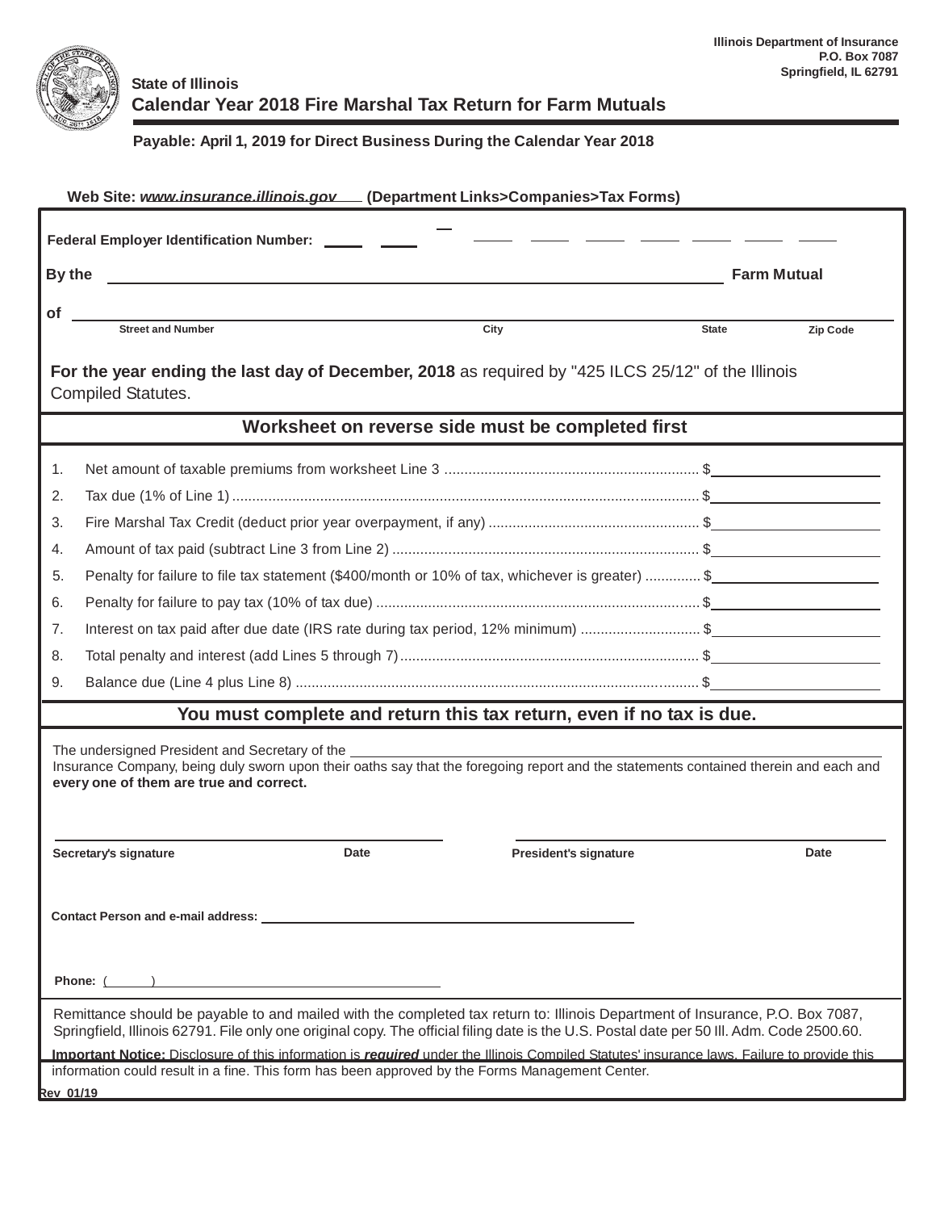Illinois Department of Insurance
P.O. Box 7087
Springfield, IL 62791

State of Illinois

# Calendar Year 2018 Fire Marshal Tax Return for Farm Mutuals

**Payable: April 1, 2019 for Direct Business During the Calendar Year 2018**

**Web Site: *www.insurance.illinois.gov* (Department Links>Companies>Tax Forms)**

**Federal Employer Identification Number:** ____ ____ – ____ ____ ____ ____ ____ ____ ____

**By the** ______________________________ **Farm Mutual**

**of** ______________________________

Street and Number | City | State | Zip Code

**For the year ending the last day of December, 2018** as required by "425 ILCS 25/12" of the Illinois Compiled Statutes.

## Worksheet on reverse side must be completed first

1. Net amount of taxable premiums from worksheet Line 3 ................................ $__________
2. Tax due (1% of Line 1) ................................ $__________
3. Fire Marshal Tax Credit (deduct prior year overpayment, if any) ................................ $__________
4. Amount of tax paid (subtract Line 3 from Line 2) ................................ $__________
5. Penalty for failure to file tax statement ($400/month or 10% of tax, whichever is greater) ................ $__________
6. Penalty for failure to pay tax (10% of tax due) ................................ $__________
7. Interest on tax paid after due date (IRS rate during tax period, 12% minimum) ................ $__________
8. Total penalty and interest (add Lines 5 through 7) ................................ $__________
9. Balance due (Line 4 plus Line 8) ................................ $__________

## You must complete and return this tax return, even if no tax is due.

The undersigned President and Secretary of the ______________________________ Insurance Company, being duly sworn upon their oaths say that the foregoing report and the statements contained therein and each and **every one of them are true and correct.**

______________________________ ______________________________

**Secretary's signature** **Date** **President's signature** **Date**

**Contact Person and e-mail address:** ______________________________

**Phone:** (      ) ______________________________

Remittance should be payable to and mailed with the completed tax return to: Illinois Department of Insurance, P.O. Box 7087, Springfield, Illinois 62791. File only one original copy. The official filing date is the U.S. Postal date per 50 Ill. Adm. Code 2500.60.

**Important Notice:** Disclosure of this information is ***required*** under the Illinois Compiled Statutes' insurance laws. Failure to provide this information could result in a fine. This form has been approved by the Forms Management Center.

Rev 01/19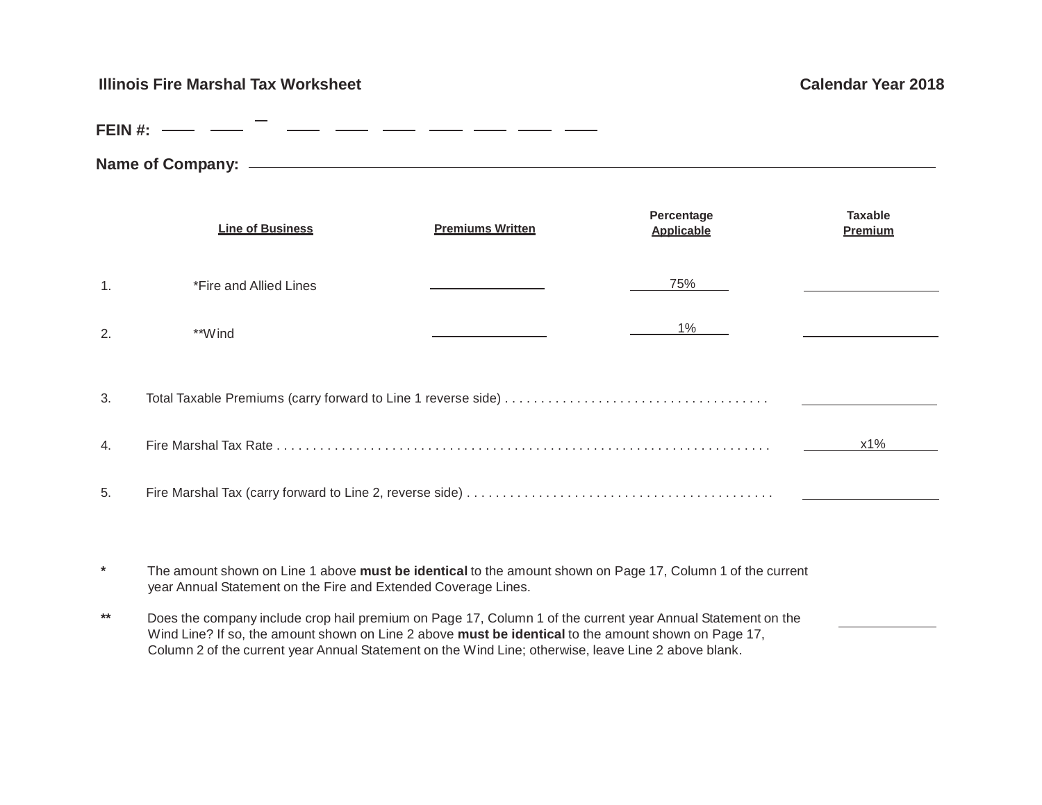**Illinois Fire Marshal Tax Worksheet** **Calendar Year 2018**

**FEIN #:** ____ ____ – ____ ____ ____ ____ ____ ____ ____

**Name of Company:** ________________________________________________

| | Line of Business | Premiums Written | Percentage Applicable | Taxable Premium |
|---|---|---|---|---|
| 1. | *Fire and Allied Lines | ____________ | 75% | ____________ |
| 2. | **Wind | ____________ | 1% | ____________ |

3. Total Taxable Premiums (carry forward to Line 1 reverse side) . . . . . . . . . . . . . . . . . . . . . . . . . . . . . . . . . . . . . . ____________

4. Fire Marshal Tax Rate . . . . . . . . . . . . . . . . . . . . . . . . . . . . . . . . . . . . . . . . . . . . . . . . . . . . . . . . . . . . . . . . . . . . . . . x1%

5. Fire Marshal Tax (carry forward to Line 2, reverse side) . . . . . . . . . . . . . . . . . . . . . . . . . . . . . . . . . . . . . . . . . . . . ____________

\* The amount shown on Line 1 above **must be identical** to the amount shown on Page 17, Column 1 of the current year Annual Statement on the Fire and Extended Coverage Lines.

\** Does the company include crop hail premium on Page 17, Column 1 of the current year Annual Statement on the Wind Line? If so, the amount shown on Line 2 above **must be identical** to the amount shown on Page 17, Column 2 of the current year Annual Statement on the Wind Line; otherwise, leave Line 2 above blank. ____________